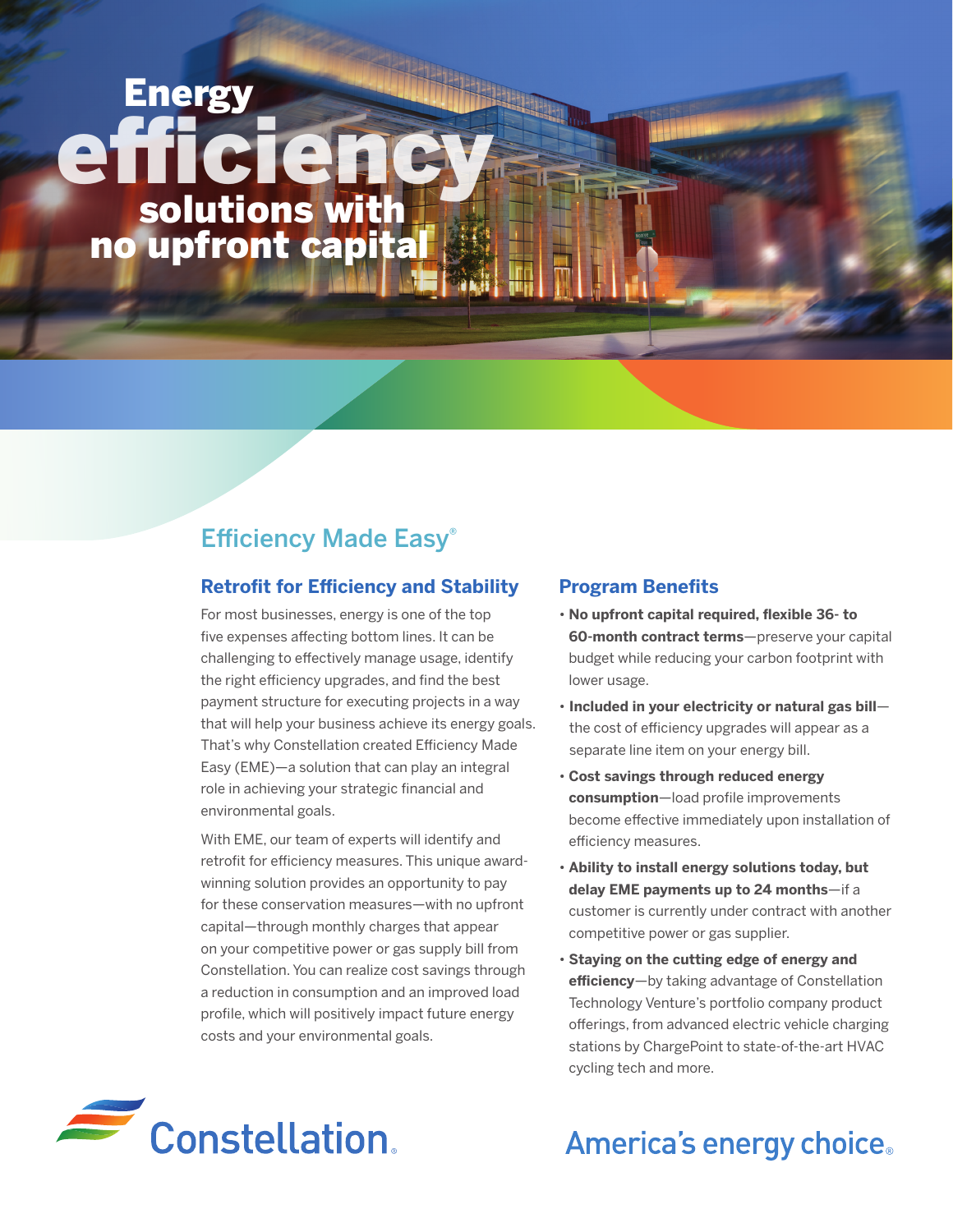# Energy efficiency solutions with no upfront capital

## Efficiency Made Easy®

### Retrofit for Efficiency and Stability

For most businesses, energy is one of the top five expenses affecting bottom lines. It can be challenging to effectively manage usage, identify the right efficiency upgrades, and find the best payment structure for executing projects in a way that will help your business achieve its energy goals. That's why Constellation created Efficiency Made Easy (EME)—a solution that can play an integral role in achieving your strategic financial and environmental goals.

With EME, our team of experts will identify and retrofit for efficiency measures. This unique award-winning solution provides an opportunity to pay for these conservation measures—with no upfront capital—through monthly charges that appear on your competitive power or gas supply bill from Constellation. You can realize cost savings through a reduction in consumption and an improved load profile, which will positively impact future energy costs and your environmental goals.

### Program Benefits

- **No upfront capital required, flexible 36- to 60-month contract terms**—preserve your capital budget while reducing your carbon footprint with lower usage.
- **Included in your electricity or natural gas bill**—the cost of efficiency upgrades will appear as a separate line item on your energy bill.
- **Cost savings through reduced energy consumption**—load profile improvements become effective immediately upon installation of efficiency measures.
- **Ability to install energy solutions today, but delay EME payments up to 24 months**—if a customer is currently under contract with another competitive power or gas supplier.
- **Staying on the cutting edge of energy and efficiency**—by taking advantage of Constellation Technology Venture's portfolio company product offerings, from advanced electric vehicle charging stations by ChargePoint to state-of-the-art HVAC cycling tech and more.

Constellation.

America's energy choice.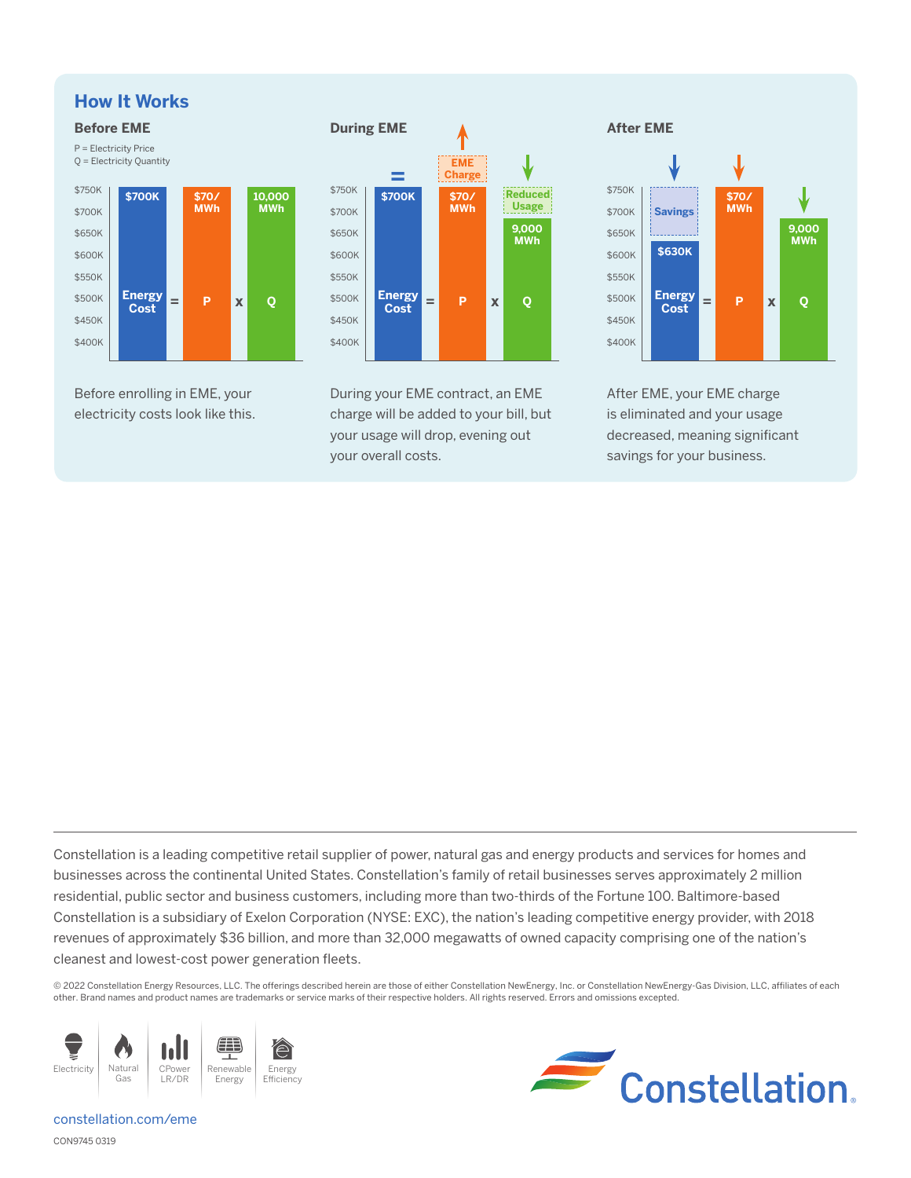## How It Works

### Before EME

P = Electricity Price
Q = Electricity Quantity

$750K
$700K
$650K
$600K
$550K
$500K
$450K
$400K

$700K
Energy Cost = P x Q
$70/ MWh
10,000 MWh

Before enrolling in EME, your electricity costs look like this.

### During EME

$750K
$700K
$650K
$600K
$550K
$500K
$450K
$400K

=
EME Charge
Reduced Usage
$700K
Energy Cost = P x Q
$70/ MWh
9,000 MWh

During your EME contract, an EME charge will be added to your bill, but your usage will drop, evening out your overall costs.

### After EME

$750K
$700K
$650K
$600K
$550K
$500K
$450K
$400K

Savings
$630K
Energy Cost = P x Q
$70/ MWh
9,000 MWh

After EME, your EME charge is eliminated and your usage decreased, meaning significant savings for your business.

---

Constellation is a leading competitive retail supplier of power, natural gas and energy products and services for homes and businesses across the continental United States. Constellation's family of retail businesses serves approximately 2 million residential, public sector and business customers, including more than two-thirds of the Fortune 100. Baltimore-based Constellation is a subsidiary of Exelon Corporation (NYSE: EXC), the nation's leading competitive energy provider, with 2018 revenues of approximately $36 billion, and more than 32,000 megawatts of owned capacity comprising one of the nation's cleanest and lowest-cost power generation fleets.

© 2022 Constellation Energy Resources, LLC. The offerings described herein are those of either Constellation NewEnergy, Inc. or Constellation NewEnergy-Gas Division, LLC, affiliates of each other. Brand names and product names are trademarks or service marks of their respective holders. All rights reserved. Errors and omissions excepted.

Electricity | Natural Gas | CPower LR/DR | Renewable Energy | Energy Efficiency

Constellation.

constellation.com/eme

CON9745 0319